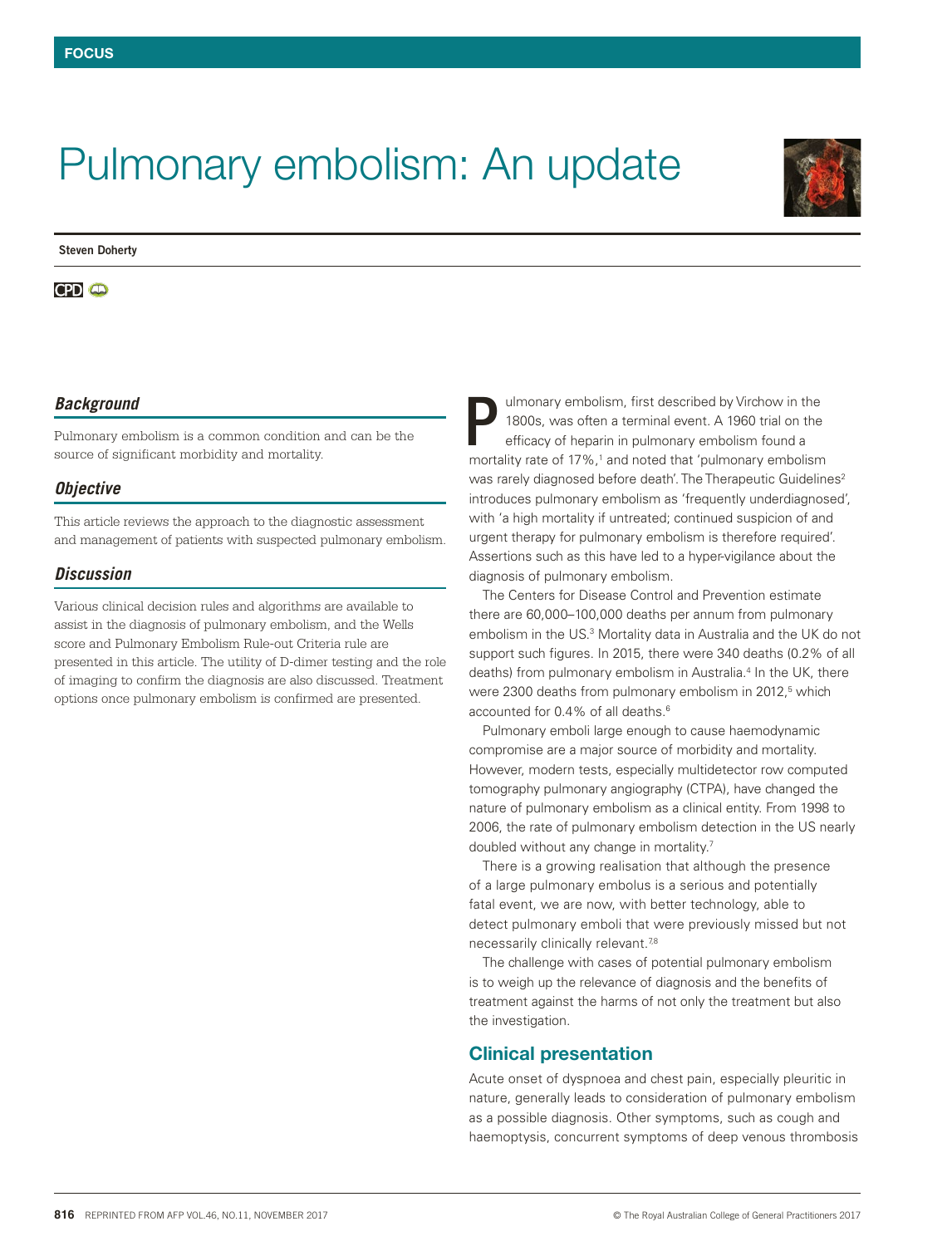# Pulmonary embolism: An update

**Steven Doherty**

### *Background*

Pulmonary embolism is a common condition and can be the source of significant morbidity and mortality.

### *Objective*

This article reviews the approach to the diagnostic assessment and management of patients with suspected pulmonary embolism.

### *Discussion*

Various clinical decision rules and algorithms are available to assist in the diagnosis of pulmonary embolism, and the Wells score and Pulmonary Embolism Rule-out Criteria rule are presented in this article. The utility of D-dimer testing and the role of imaging to confirm the diagnosis are also discussed. Treatment options once pulmonary embolism is confirmed are presented.

Pulmonary embolism, first described by Virchow in the 1800s, was often a terminal event. A 1960 trial on the efficacy of heparin in pulmonary embolism found a mortality rate of 17%,[1] and noted that 'pulmonary embolism was rarely diagnosed before death'. The Therapeutic Guidelines[2] introduces pulmonary embolism as 'frequently underdiagnosed', with 'a high mortality if untreated; continued suspicion of and urgent therapy for pulmonary embolism is therefore required'. Assertions such as this have led to a hyper-vigilance about the diagnosis of pulmonary embolism.

The Centers for Disease Control and Prevention estimate there are 60,000–100,000 deaths per annum from pulmonary embolism in the US.[3] Mortality data in Australia and the UK do not support such figures. In 2015, there were 340 deaths (0.2% of all deaths) from pulmonary embolism in Australia.[4] In the UK, there were 2300 deaths from pulmonary embolism in 2012,[5] which accounted for 0.4% of all deaths.[6]

Pulmonary emboli large enough to cause haemodynamic compromise are a major source of morbidity and mortality. However, modern tests, especially multidetector row computed tomography pulmonary angiography (CTPA), have changed the nature of pulmonary embolism as a clinical entity. From 1998 to 2006, the rate of pulmonary embolism detection in the US nearly doubled without any change in mortality.[7]

There is a growing realisation that although the presence of a large pulmonary embolus is a serious and potentially fatal event, we are now, with better technology, able to detect pulmonary emboli that were previously missed but not necessarily clinically relevant.[7,8]

The challenge with cases of potential pulmonary embolism is to weigh up the relevance of diagnosis and the benefits of treatment against the harms of not only the treatment but also the investigation.

## Clinical presentation

Acute onset of dyspnoea and chest pain, especially pleuritic in nature, generally leads to consideration of pulmonary embolism as a possible diagnosis. Other symptoms, such as cough and haemoptysis, concurrent symptoms of deep venous thrombosis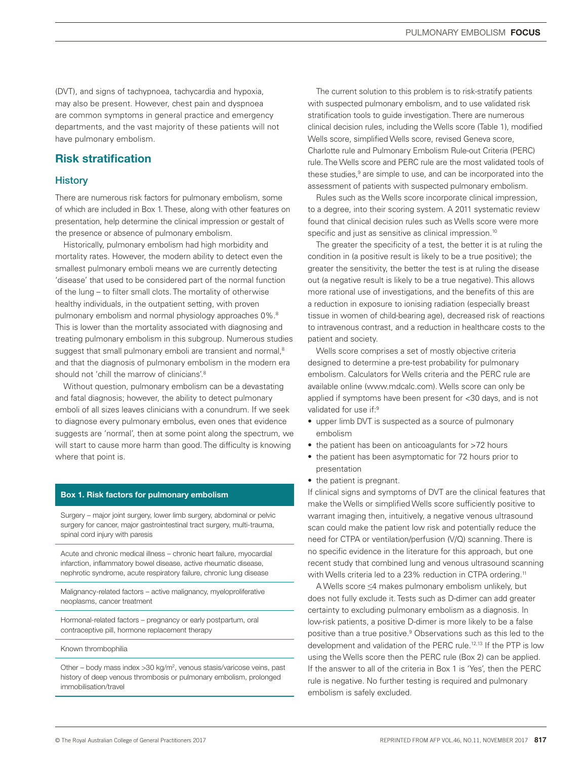(DVT), and signs of tachypnoea, tachycardia and hypoxia, may also be present. However, chest pain and dyspnoea are common symptoms in general practice and emergency departments, and the vast majority of these patients will not have pulmonary embolism.

## Risk stratification

### History

There are numerous risk factors for pulmonary embolism, some of which are included in Box 1. These, along with other features on presentation, help determine the clinical impression or gestalt of the presence or absence of pulmonary embolism.

Historically, pulmonary embolism had high morbidity and mortality rates. However, the modern ability to detect even the smallest pulmonary emboli means we are currently detecting 'disease' that used to be considered part of the normal function of the lung – to filter small clots. The mortality of otherwise healthy individuals, in the outpatient setting, with proven pulmonary embolism and normal physiology approaches 0%.[8] This is lower than the mortality associated with diagnosing and treating pulmonary embolism in this subgroup. Numerous studies suggest that small pulmonary emboli are transient and normal,[8] and that the diagnosis of pulmonary embolism in the modern era should not 'chill the marrow of clinicians'.[8]

Without question, pulmonary embolism can be a devastating and fatal diagnosis; however, the ability to detect pulmonary emboli of all sizes leaves clinicians with a conundrum. If we seek to diagnose every pulmonary embolus, even ones that evidence suggests are 'normal', then at some point along the spectrum, we will start to cause more harm than good. The difficulty is knowing where that point is.

**Box 1. Risk factors for pulmonary embolism**

- Surgery – major joint surgery, lower limb surgery, abdominal or pelvic surgery for cancer, major gastrointestinal tract surgery, multi-trauma, spinal cord injury with paresis
- Acute and chronic medical illness – chronic heart failure, myocardial infarction, inflammatory bowel disease, active rheumatic disease, nephrotic syndrome, acute respiratory failure, chronic lung disease
- Malignancy-related factors – active malignancy, myeloproliferative neoplasms, cancer treatment
- Hormonal-related factors – pregnancy or early postpartum, oral contraceptive pill, hormone replacement therapy
- Known thrombophilia
- Other – body mass index >30 kg/m$^2$, venous stasis/varicose veins, past history of deep venous thrombosis or pulmonary embolism, prolonged immobilisation/travel

The current solution to this problem is to risk-stratify patients with suspected pulmonary embolism, and to use validated risk stratification tools to guide investigation. There are numerous clinical decision rules, including the Wells score (Table 1), modified Wells score, simplified Wells score, revised Geneva score, Charlotte rule and Pulmonary Embolism Rule-out Criteria (PERC) rule. The Wells score and PERC rule are the most validated tools of these studies,[9] are simple to use, and can be incorporated into the assessment of patients with suspected pulmonary embolism.

Rules such as the Wells score incorporate clinical impression, to a degree, into their scoring system. A 2011 systematic review found that clinical decision rules such as Wells score were more specific and just as sensitive as clinical impression.[10]

The greater the specificity of a test, the better it is at ruling the condition in (a positive result is likely to be a true positive); the greater the sensitivity, the better the test is at ruling the disease out (a negative result is likely to be a true negative). This allows more rational use of investigations, and the benefits of this are a reduction in exposure to ionising radiation (especially breast tissue in women of child-bearing age), decreased risk of reactions to intravenous contrast, and a reduction in healthcare costs to the patient and society.

Wells score comprises a set of mostly objective criteria designed to determine a pre-test probability for pulmonary embolism. Calculators for Wells criteria and the PERC rule are available online (www.mdcalc.com). Wells score can only be applied if symptoms have been present for <30 days, and is not validated for use if:[9]

- upper limb DVT is suspected as a source of pulmonary embolism
- the patient has been on anticoagulants for >72 hours
- the patient has been asymptomatic for 72 hours prior to presentation
- the patient is pregnant.

If clinical signs and symptoms of DVT are the clinical features that make the Wells or simplified Wells score sufficiently positive to warrant imaging then, intuitively, a negative venous ultrasound scan could make the patient low risk and potentially reduce the need for CTPA or ventilation/perfusion (V/Q) scanning. There is no specific evidence in the literature for this approach, but one recent study that combined lung and venous ultrasound scanning with Wells criteria led to a 23% reduction in CTPA ordering.[11]

A Wells score ≤4 makes pulmonary embolism unlikely, but does not fully exclude it. Tests such as D-dimer can add greater certainty to excluding pulmonary embolism as a diagnosis. In low-risk patients, a positive D-dimer is more likely to be a false positive than a true positive.[9] Observations such as this led to the development and validation of the PERC rule.[12,13] If the PTP is low using the Wells score then the PERC rule (Box 2) can be applied. If the answer to all of the criteria in Box 1 is 'Yes', then the PERC rule is negative. No further testing is required and pulmonary embolism is safely excluded.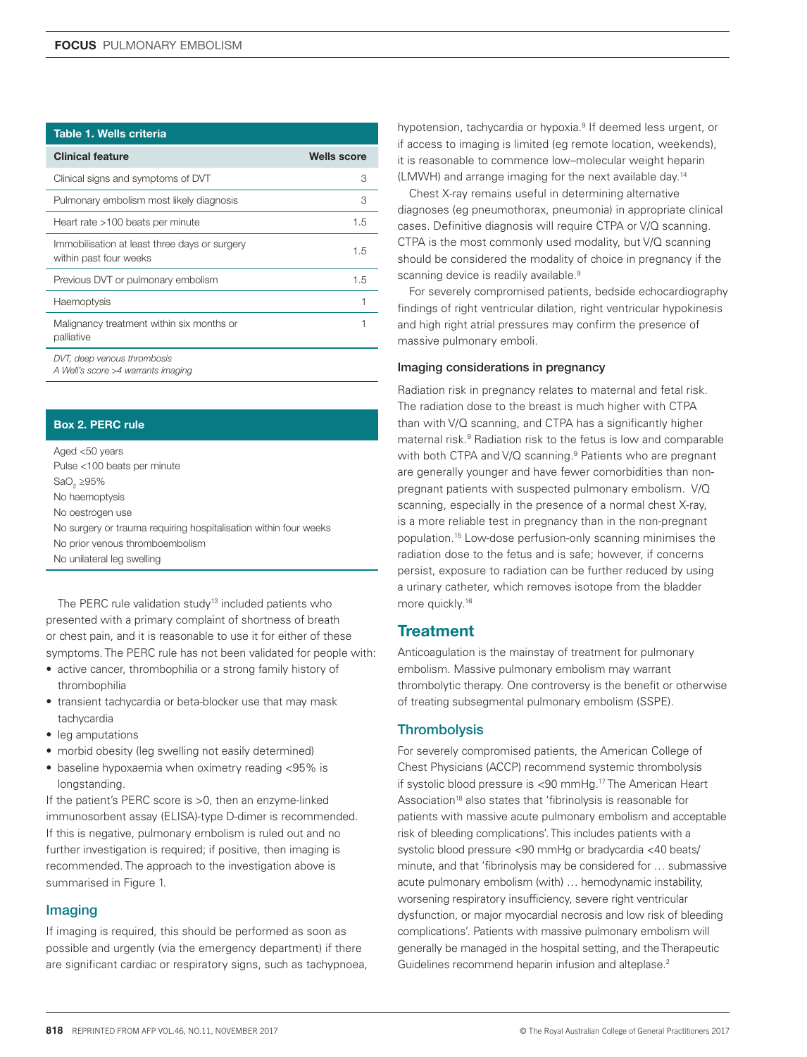**Table 1. Wells criteria**

| Clinical feature | Wells score |
|---|---|
| Clinical signs and symptoms of DVT | 3 |
| Pulmonary embolism most likely diagnosis | 3 |
| Heart rate >100 beats per minute | 1.5 |
| Immobilisation at least three days or surgery within past four weeks | 1.5 |
| Previous DVT or pulmonary embolism | 1.5 |
| Haemoptysis | 1 |
| Malignancy treatment within six months or palliative | 1 |

*DVT, deep venous thrombosis*
*A Well's score >4 warrants imaging*

**Box 2. PERC rule**

Aged <50 years
Pulse <100 beats per minute
$SaO_2$ ≥95%
No haemoptysis
No oestrogen use
No surgery or trauma requiring hospitalisation within four weeks
No prior venous thromboembolism
No unilateral leg swelling

The PERC rule validation study[13] included patients who presented with a primary complaint of shortness of breath or chest pain, and it is reasonable to use it for either of these symptoms. The PERC rule has not been validated for people with:

- active cancer, thrombophilia or a strong family history of thrombophilia
- transient tachycardia or beta-blocker use that may mask tachycardia
- leg amputations
- morbid obesity (leg swelling not easily determined)
- baseline hypoxaemia when oximetry reading <95% is longstanding.

If the patient's PERC score is >0, then an enzyme-linked immunosorbent assay (ELISA)-type D-dimer is recommended. If this is negative, pulmonary embolism is ruled out and no further investigation is required; if positive, then imaging is recommended. The approach to the investigation above is summarised in Figure 1.

### Imaging

If imaging is required, this should be performed as soon as possible and urgently (via the emergency department) if there are significant cardiac or respiratory signs, such as tachypnoea, hypotension, tachycardia or hypoxia.[9] If deemed less urgent, or if access to imaging is limited (eg remote location, weekends), it is reasonable to commence low–molecular weight heparin (LMWH) and arrange imaging for the next available day.[14]

Chest X-ray remains useful in determining alternative diagnoses (eg pneumothorax, pneumonia) in appropriate clinical cases. Definitive diagnosis will require CTPA or V/Q scanning. CTPA is the most commonly used modality, but V/Q scanning should be considered the modality of choice in pregnancy if the scanning device is readily available.[9]

For severely compromised patients, bedside echocardiography findings of right ventricular dilation, right ventricular hypokinesis and high right atrial pressures may confirm the presence of massive pulmonary emboli.

#### Imaging considerations in pregnancy

Radiation risk in pregnancy relates to maternal and fetal risk. The radiation dose to the breast is much higher with CTPA than with V/Q scanning, and CTPA has a significantly higher maternal risk.[9] Radiation risk to the fetus is low and comparable with both CTPA and V/Q scanning.[9] Patients who are pregnant are generally younger and have fewer comorbidities than non-pregnant patients with suspected pulmonary embolism. V/Q scanning, especially in the presence of a normal chest X-ray, is a more reliable test in pregnancy than in the non-pregnant population.[15] Low-dose perfusion-only scanning minimises the radiation dose to the fetus and is safe; however, if concerns persist, exposure to radiation can be further reduced by using a urinary catheter, which removes isotope from the bladder more quickly.[16]

## Treatment

Anticoagulation is the mainstay of treatment for pulmonary embolism. Massive pulmonary embolism may warrant thrombolytic therapy. One controversy is the benefit or otherwise of treating subsegmental pulmonary embolism (SSPE).

### Thrombolysis

For severely compromised patients, the American College of Chest Physicians (ACCP) recommend systemic thrombolysis if systolic blood pressure is <90 mmHg.[17] The American Heart Association[18] also states that 'fibrinolysis is reasonable for patients with massive acute pulmonary embolism and acceptable risk of bleeding complications'. This includes patients with a systolic blood pressure <90 mmHg or bradycardia <40 beats/minute, and that 'fibrinolysis may be considered for … submassive acute pulmonary embolism (with) … hemodynamic instability, worsening respiratory insufficiency, severe right ventricular dysfunction, or major myocardial necrosis and low risk of bleeding complications'. Patients with massive pulmonary embolism will generally be managed in the hospital setting, and the Therapeutic Guidelines recommend heparin infusion and alteplase.[2]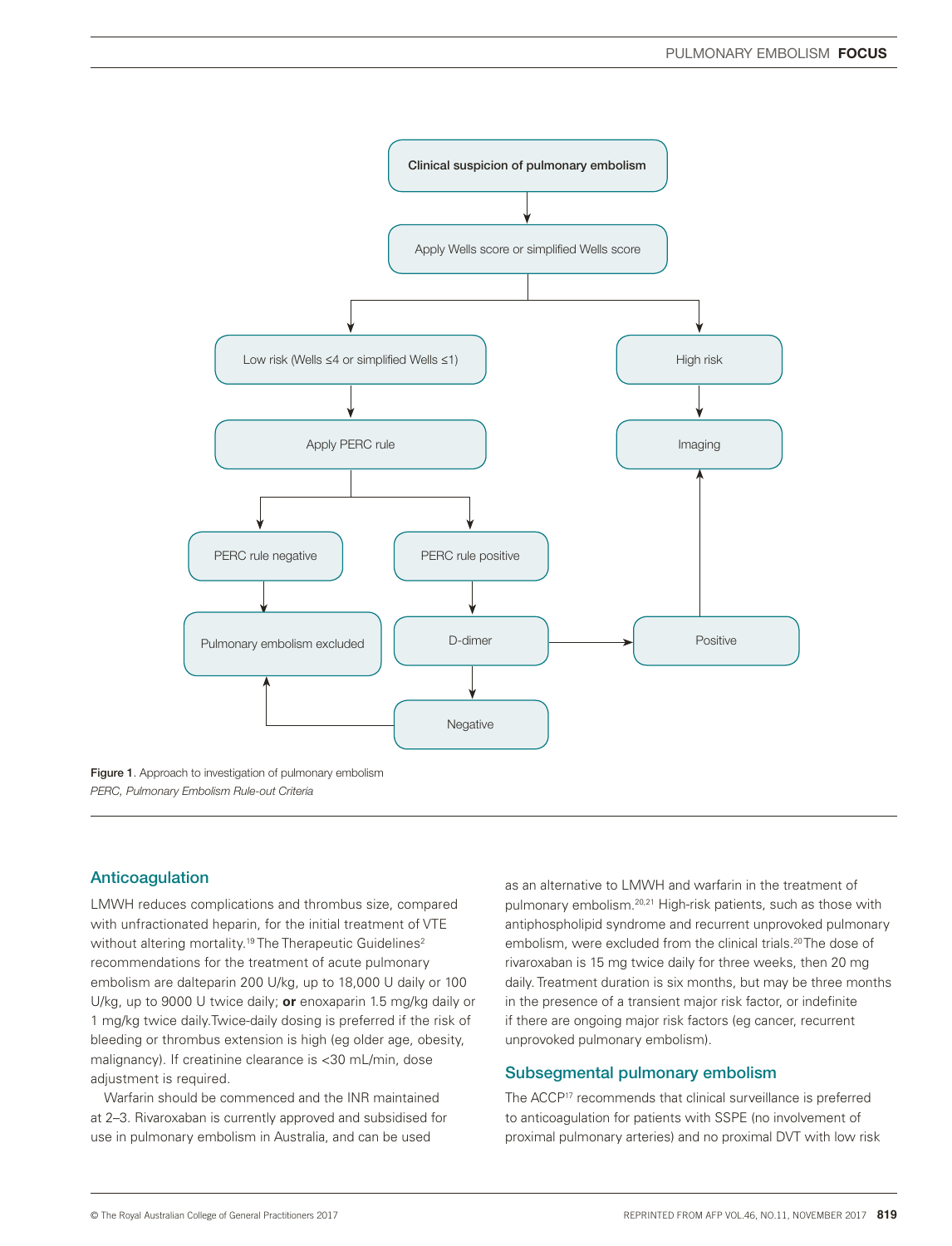Figure 1. Approach to investigation of pulmonary embolism

*PERC, Pulmonary Embolism Rule-out Criteria*

## Anticoagulation

LMWH reduces complications and thrombus size, compared with unfractionated heparin, for the initial treatment of VTE without altering mortality.[19] The Therapeutic Guidelines[2] recommendations for the treatment of acute pulmonary embolism are dalteparin 200 U/kg, up to 18,000 U daily or 100 U/kg, up to 9000 U twice daily; **or** enoxaparin 1.5 mg/kg daily or 1 mg/kg twice daily. Twice-daily dosing is preferred if the risk of bleeding or thrombus extension is high (eg older age, obesity, malignancy). If creatinine clearance is <30 mL/min, dose adjustment is required.

Warfarin should be commenced and the INR maintained at 2–3. Rivaroxaban is currently approved and subsidised for use in pulmonary embolism in Australia, and can be used as an alternative to LMWH and warfarin in the treatment of pulmonary embolism.[20,21] High-risk patients, such as those with antiphospholipid syndrome and recurrent unprovoked pulmonary embolism, were excluded from the clinical trials.[20] The dose of rivaroxaban is 15 mg twice daily for three weeks, then 20 mg daily. Treatment duration is six months, but may be three months in the presence of a transient major risk factor, or indefinite if there are ongoing major risk factors (eg cancer, recurrent unprovoked pulmonary embolism).

## Subsegmental pulmonary embolism

The ACCP[17] recommends that clinical surveillance is preferred to anticoagulation for patients with SSPE (no involvement of proximal pulmonary arteries) and no proximal DVT with low risk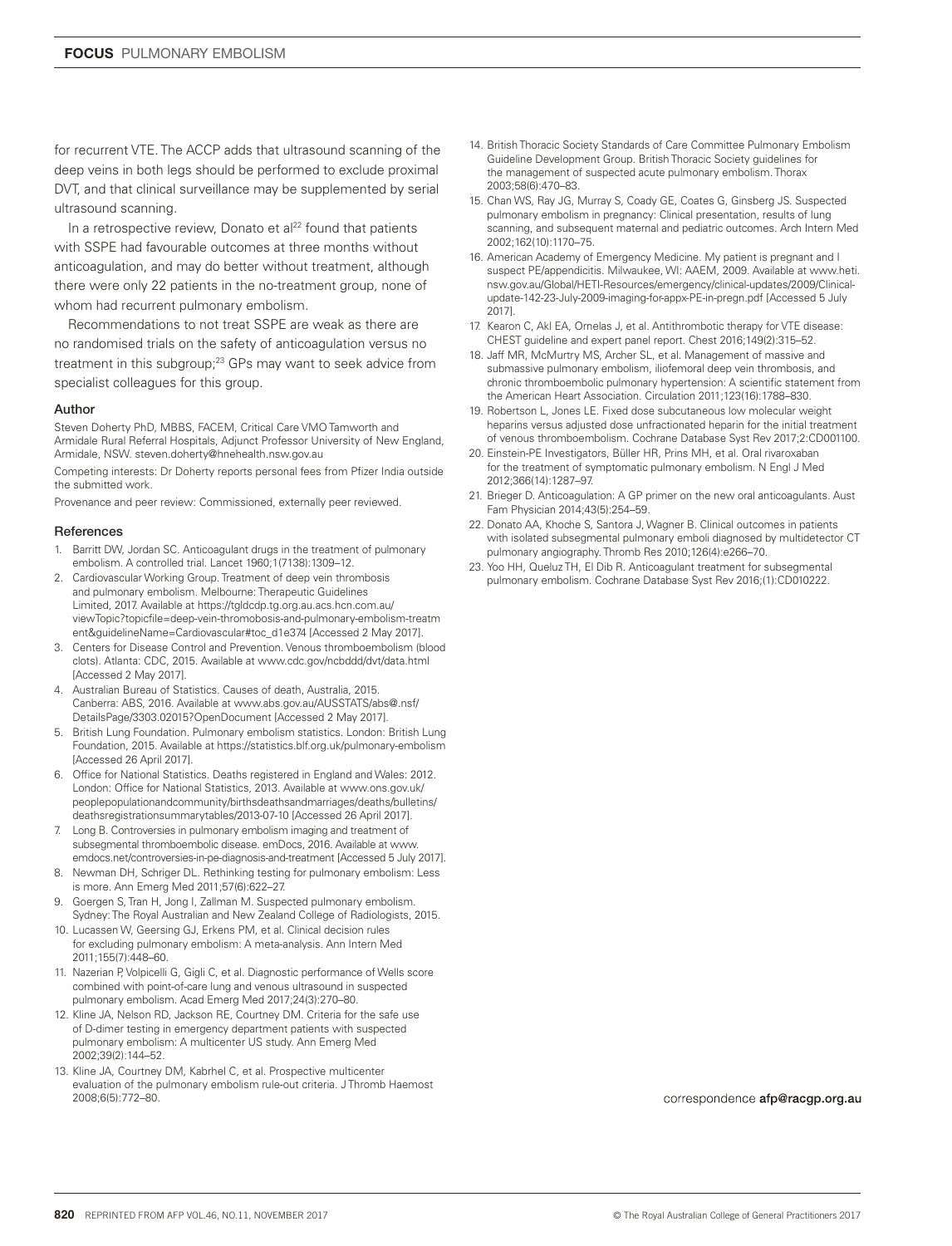for recurrent VTE. The ACCP adds that ultrasound scanning of the deep veins in both legs should be performed to exclude proximal DVT, and that clinical surveillance may be supplemented by serial ultrasound scanning.

In a retrospective review, Donato et al[22] found that patients with SSPE had favourable outcomes at three months without anticoagulation, and may do better without treatment, although there were only 22 patients in the no-treatment group, none of whom had recurrent pulmonary embolism.

Recommendations to not treat SSPE are weak as there are no randomised trials on the safety of anticoagulation versus no treatment in this subgroup;[23] GPs may want to seek advice from specialist colleagues for this group.

### Author

Steven Doherty PhD, MBBS, FACEM, Critical Care VMO Tamworth and Armidale Rural Referral Hospitals, Adjunct Professor University of New England, Armidale, NSW. steven.doherty@hnehealth.nsw.gov.au

Competing interests: Dr Doherty reports personal fees from Pfizer India outside the submitted work.

Provenance and peer review: Commissioned, externally peer reviewed.

### References

1. Barritt DW, Jordan SC. Anticoagulant drugs in the treatment of pulmonary embolism. A controlled trial. Lancet 1960;1(7138):1309–12.
2. Cardiovascular Working Group. Treatment of deep vein thrombosis and pulmonary embolism. Melbourne: Therapeutic Guidelines Limited, 2017. Available at https://tgldcdp.tg.org.au.acs.hcn.com.au/viewTopic?topicfile=deep-vein-thromobosis-and-pulmonary-embolism-treatment&guidelineName=Cardiovascular#toc_d1e374 [Accessed 2 May 2017].
3. Centers for Disease Control and Prevention. Venous thromboembolism (blood clots). Atlanta: CDC, 2015. Available at www.cdc.gov/ncbddd/dvt/data.html [Accessed 2 May 2017].
4. Australian Bureau of Statistics. Causes of death, Australia, 2015. Canberra: ABS, 2016. Available at www.abs.gov.au/AUSSTATS/abs@.nsf/DetailsPage/3303.02015?OpenDocument [Accessed 2 May 2017].
5. British Lung Foundation. Pulmonary embolism statistics. London: British Lung Foundation, 2015. Available at https://statistics.blf.org.uk/pulmonary-embolism [Accessed 26 April 2017].
6. Office for National Statistics. Deaths registered in England and Wales: 2012. London: Office for National Statistics, 2013. Available at www.ons.gov.uk/peoplepopulationandcommunity/birthsdeathsandmarriages/deaths/bulletins/deathsregistrationsummarytables/2013-07-10 [Accessed 26 April 2017].
7. Long B. Controversies in pulmonary embolism imaging and treatment of subsegmental thromboembolic disease. emDocs, 2016. Available at www.emdocs.net/controversies-in-pe-diagnosis-and-treatment [Accessed 5 July 2017].
8. Newman DH, Schriger DL. Rethinking testing for pulmonary embolism: Less is more. Ann Emerg Med 2011;57(6):622–27.
9. Goergen S, Tran H, Jong I, Zallman M. Suspected pulmonary embolism. Sydney: The Royal Australian and New Zealand College of Radiologists, 2015.
10. Lucassen W, Geersing GJ, Erkens PM, et al. Clinical decision rules for excluding pulmonary embolism: A meta-analysis. Ann Intern Med 2011;155(7):448–60.
11. Nazerian P, Volpicelli G, Gigli C, et al. Diagnostic performance of Wells score combined with point-of-care lung and venous ultrasound in suspected pulmonary embolism. Acad Emerg Med 2017;24(3):270–80.
12. Kline JA, Nelson RD, Jackson RE, Courtney DM. Criteria for the safe use of D-dimer testing in emergency department patients with suspected pulmonary embolism: A multicenter US study. Ann Emerg Med 2002;39(2):144–52.
13. Kline JA, Courtney DM, Kabrhel C, et al. Prospective multicenter evaluation of the pulmonary embolism rule-out criteria. J Thromb Haemost 2008;6(5):772–80.
14. British Thoracic Society Standards of Care Committee Pulmonary Embolism Guideline Development Group. British Thoracic Society guidelines for the management of suspected acute pulmonary embolism. Thorax 2003;58(6):470–83.
15. Chan WS, Ray JG, Murray S, Coady GE, Coates G, Ginsberg JS. Suspected pulmonary embolism in pregnancy: Clinical presentation, results of lung scanning, and subsequent maternal and pediatric outcomes. Arch Intern Med 2002;162(10):1170–75.
16. American Academy of Emergency Medicine. My patient is pregnant and I suspect PE/appendicitis. Milwaukee, WI: AAEM, 2009. Available at www.heti.nsw.gov.au/Global/HETI-Resources/emergency/clinical-updates/2009/Clinical-update-142-23-July-2009-imaging-for-appx-PE-in-pregn.pdf [Accessed 5 July 2017].
17. Kearon C, Akl EA, Ornelas J, et al. Antithrombotic therapy for VTE disease: CHEST guideline and expert panel report. Chest 2016;149(2):315–52.
18. Jaff MR, McMurtry MS, Archer SL, et al. Management of massive and submassive pulmonary embolism, iliofemoral deep vein thrombosis, and chronic thromboembolic pulmonary hypertension: A scientific statement from the American Heart Association. Circulation 2011;123(16):1788–830.
19. Robertson L, Jones LE. Fixed dose subcutaneous low molecular weight heparins versus adjusted dose unfractionated heparin for the initial treatment of venous thromboembolism. Cochrane Database Syst Rev 2017;2:CD001100.
20. Einstein-PE Investigators, Büller HR, Prins MH, et al. Oral rivaroxaban for the treatment of symptomatic pulmonary embolism. N Engl J Med 2012;366(14):1287–97.
21. Brieger D. Anticoagulation: A GP primer on the new oral anticoagulants. Aust Fam Physician 2014;43(5):254–59.
22. Donato AA, Khoche S, Santora J, Wagner B. Clinical outcomes in patients with isolated subsegmental pulmonary emboli diagnosed by multidetector CT pulmonary angiography. Thromb Res 2010;126(4):e266–70.
23. Yoo HH, Queluz TH, El Dib R. Anticoagulant treatment for subsegmental pulmonary embolism. Cochrane Database Syst Rev 2016;(1):CD010222.

correspondence **afp@racgp.org.au**